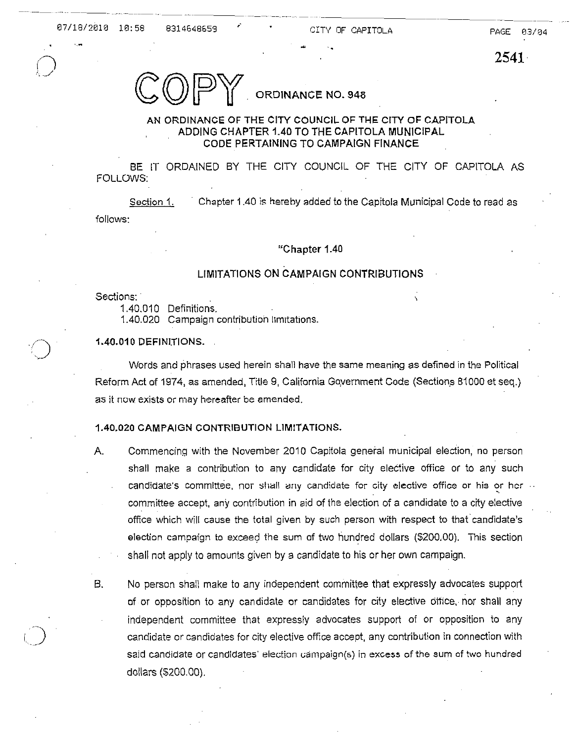2541

COPY **ORDINANCE NO. 948**

**AN ORDINANCE OF THE CITY COUNCIL OF THE CITY OF CAPITOLA ADDING CHAPTER 1.40 TO THE CAPITOLA MUNICIPAL CODE PERTAINING TO CAMPAIGN FINANCE**

BE IT ORDAINED BY THE CITY COUNCIL OF THE CITY OF CAPITOLA AS FOLLOWS:

Section 1. Chapter 1.40 is hereby added to the Capitola Municipal Code to read as follows:

"**Chapter 1.40**

LIMITATIONS ON CAMPAIGN CONTRIBUTIONS

Sections:

1.40.010 Definitions.
1.40.020 Campaign contribution limitations.

**1.40.010 DEFINITIONS.**

Words and phrases used herein shall have the same meaning as defined in the Political Reform Act of 1974, as amended, Title 9, California Government Code (Sections 81000 et seq.) as it now exists or may hereafter be amended.

**1.40.020 CAMPAIGN CONTRIBUTION LIMITATIONS.**

A. Commencing with the November 2010 Capitola general municipal election, no person shall make a contribution to any candidate for city elective office or to any such candidate's committee, nor shall any candidate for city elective office or his or her committee accept, any contribution in aid of the election of a candidate to a city elective office which will cause the total given by such person with respect to that candidate's election campaign to exceed the sum of two hundred dollars ($200.00). This section shall not apply to amounts given by a candidate to his or her own campaign.

B. No person shall make to any independent committee that expressly advocates support of or opposition to any candidate or candidates for city elective office, nor shall any independent committee that expressly advocates support of or opposition to any candidate or candidates for city elective office accept, any contribution in connection with said candidate or candidates' election campaign(s) in excess of the sum of two hundred dollars ($200.00).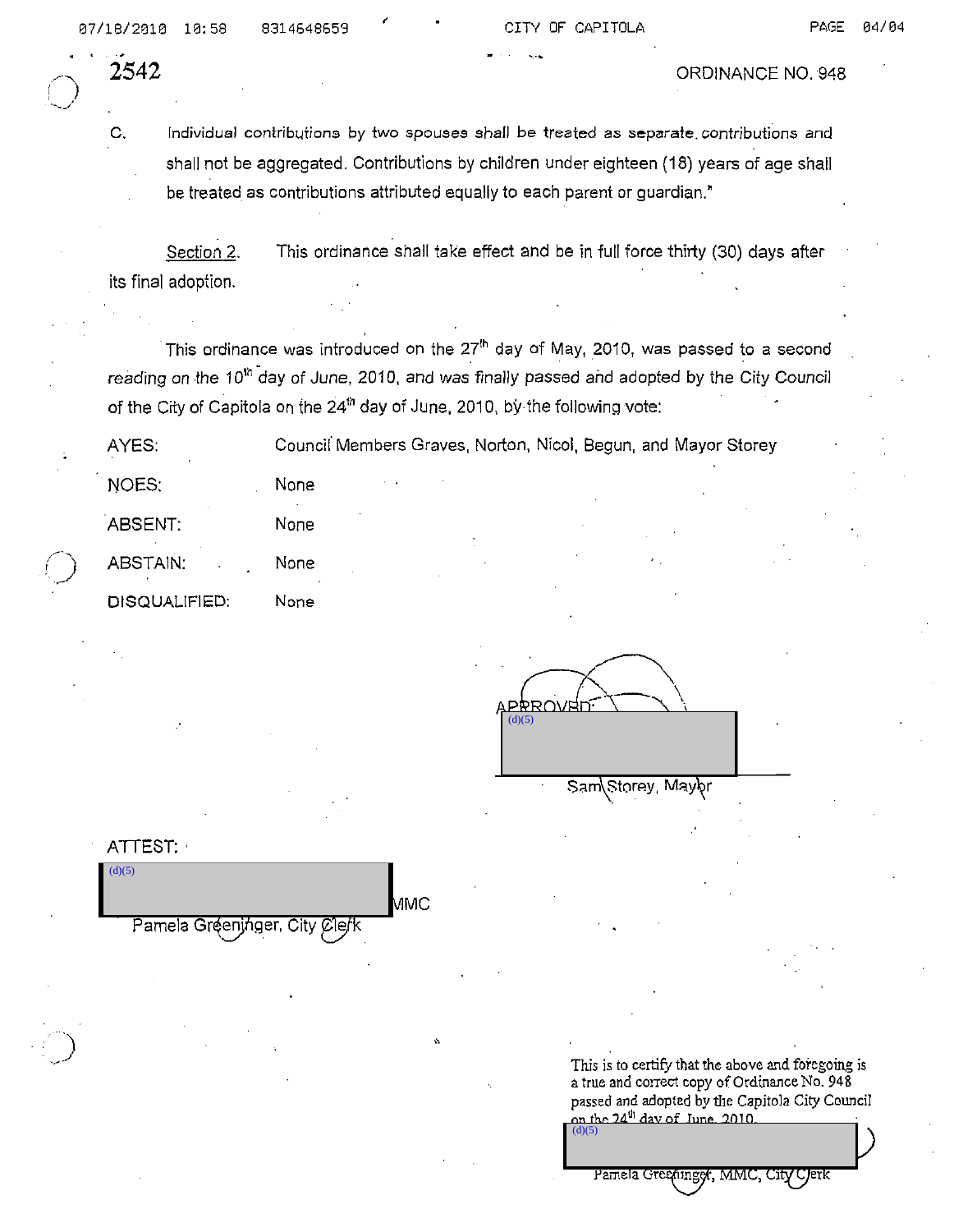2542

ORDINANCE NO. 948

C. Individual contributions by two spouses shall be treated as separate contributions and shall not be aggregated. Contributions by children under eighteen (18) years of age shall be treated as contributions attributed equally to each parent or guardian."

Section 2. This ordinance shall take effect and be in full force thirty (30) days after its final adoption.

This ordinance was introduced on the 27th day of May, 2010, was passed to a second reading on the 10th day of June, 2010, and was finally passed and adopted by the City Council of the City of Capitola on the 24th day of June, 2010, by the following vote:

| | |
|---|---|
| AYES: | Council Members Graves, Norton, Nicol, Begun, and Mayor Storey |
| NOES: | None |
| ABSENT: | None |
| ABSTAIN: | None |
| DISQUALIFIED: | None |

APPROVED:

(d)(5)

Sam Storey, Mayor

ATTEST:

(d)(5) MMC

Pamela Greeninger, City Clerk

This is to certify that the above and foregoing is a true and correct copy of Ordinance No. 948 passed and adopted by the Capitola City Council on the 24th day of June, 2010.

(d)(5)

Pamela Greeninger, MMC, City Clerk